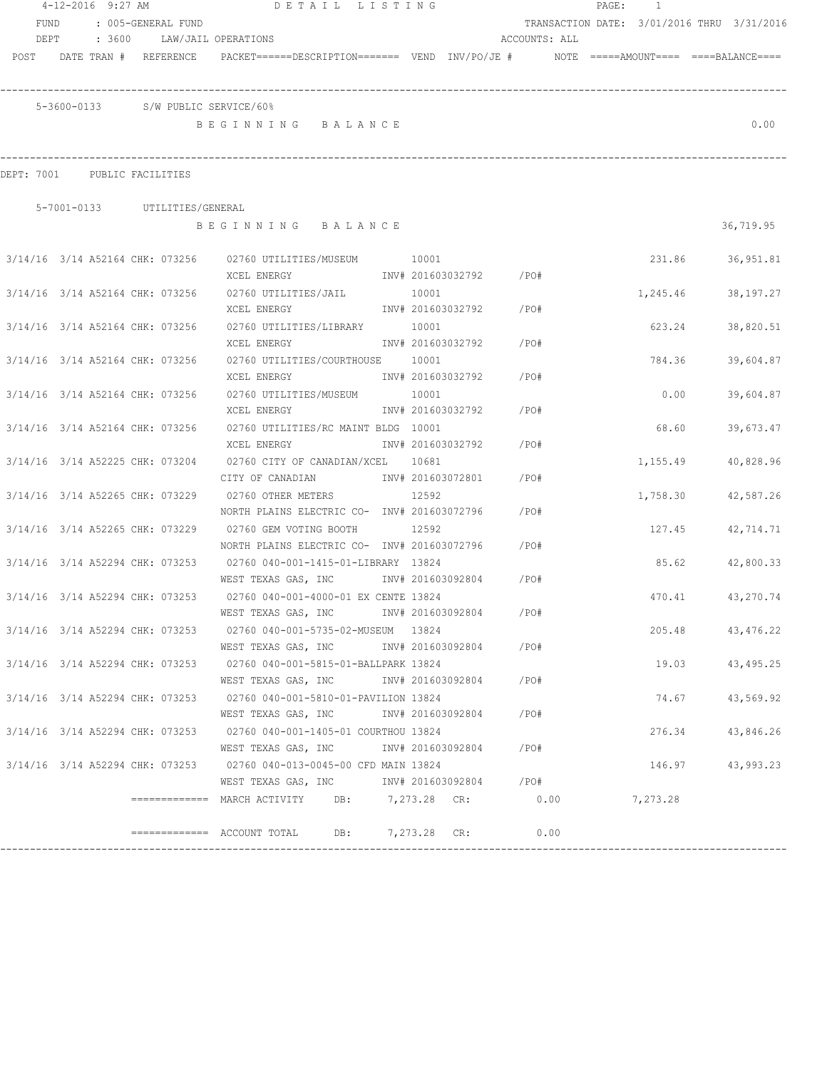4-12-2016 9:27 AM — DETAIL LISTING

FUND : 005-GENERAL FUND — TRANSACTION DATE: 3/01/2016 THRU 3/31/2016

DEPT : 3600 LAW/JAIL OPERATIONS — ACCOUNTS: ALL

| POST | DATE | TRAN # | REFERENCE | PACKET | DESCRIPTION | VEND | INV/PO/JE # | NOTE | AMOUNT | BALANCE |
|---|---|---|---|---|---|---|---|---|---|---|

**5-3600-0133 S/W PUBLIC SERVICE/60%**

B E G I N N I N G   B A L A N C E — 0.00

**DEPT: 7001 PUBLIC FACILITIES**

**5-7001-0133 UTILITIES/GENERAL**

B E G I N N I N G   B A L A N C E — 36,719.95

| POST | DATE | TRAN # | REFERENCE | PACKET | DESCRIPTION | VEND | INV/PO/JE # | NOTE | AMOUNT | BALANCE |
|---|---|---|---|---|---|---|---|---|---|---|
| 3/14/16 | 3/14 | A52164 | CHK: 073256 | 02760 | UTILITIES/MUSEUM<br>XCEL ENERGY | 10001 | INV# 201603032792 /PO# | | 231.86 | 36,951.81 |
| 3/14/16 | 3/14 | A52164 | CHK: 073256 | 02760 | UTILITIES/JAIL<br>XCEL ENERGY | 10001 | INV# 201603032792 /PO# | | 1,245.46 | 38,197.27 |
| 3/14/16 | 3/14 | A52164 | CHK: 073256 | 02760 | UTILITIES/LIBRARY<br>XCEL ENERGY | 10001 | INV# 201603032792 /PO# | | 623.24 | 38,820.51 |
| 3/14/16 | 3/14 | A52164 | CHK: 073256 | 02760 | UTILITIES/COURTHOUSE<br>XCEL ENERGY | 10001 | INV# 201603032792 /PO# | | 784.36 | 39,604.87 |
| 3/14/16 | 3/14 | A52164 | CHK: 073256 | 02760 | UTILITIES/MUSEUM<br>XCEL ENERGY | 10001 | INV# 201603032792 /PO# | | 0.00 | 39,604.87 |
| 3/14/16 | 3/14 | A52164 | CHK: 073256 | 02760 | UTILITIES/RC MAINT BLDG<br>XCEL ENERGY | 10001 | INV# 201603032792 /PO# | | 68.60 | 39,673.47 |
| 3/14/16 | 3/14 | A52225 | CHK: 073204 | 02760 | CITY OF CANADIAN/XCEL<br>CITY OF CANADIAN | 10681 | INV# 201603072801 /PO# | | 1,155.49 | 40,828.96 |
| 3/14/16 | 3/14 | A52265 | CHK: 073229 | 02760 | OTHER METERS<br>NORTH PLAINS ELECTRIC CO- | 12592 | INV# 201603072796 /PO# | | 1,758.30 | 42,587.26 |
| 3/14/16 | 3/14 | A52265 | CHK: 073229 | 02760 | GEM VOTING BOOTH<br>NORTH PLAINS ELECTRIC CO- | 12592 | INV# 201603072796 /PO# | | 127.45 | 42,714.71 |
| 3/14/16 | 3/14 | A52294 | CHK: 073253 | 02760 | 040-001-1415-01-LIBRARY<br>WEST TEXAS GAS, INC | 13824 | INV# 201603092804 /PO# | | 85.62 | 42,800.33 |
| 3/14/16 | 3/14 | A52294 | CHK: 073253 | 02760 | 040-001-4000-01 EX CENTE<br>WEST TEXAS GAS, INC | 13824 | INV# 201603092804 /PO# | | 470.41 | 43,270.74 |
| 3/14/16 | 3/14 | A52294 | CHK: 073253 | 02760 | 040-001-5735-02-MUSEUM<br>WEST TEXAS GAS, INC | 13824 | INV# 201603092804 /PO# | | 205.48 | 43,476.22 |
| 3/14/16 | 3/14 | A52294 | CHK: 073253 | 02760 | 040-001-5815-01-BALLPARK<br>WEST TEXAS GAS, INC | 13824 | INV# 201603092804 /PO# | | 19.03 | 43,495.25 |
| 3/14/16 | 3/14 | A52294 | CHK: 073253 | 02760 | 040-001-5810-01-PAVILION<br>WEST TEXAS GAS, INC | 13824 | INV# 201603092804 /PO# | | 74.67 | 43,569.92 |
| 3/14/16 | 3/14 | A52294 | CHK: 073253 | 02760 | 040-001-1405-01 COURTHOU<br>WEST TEXAS GAS, INC | 13824 | INV# 201603092804 /PO# | | 276.34 | 43,846.26 |
| 3/14/16 | 3/14 | A52294 | CHK: 073253 | 02760 | 040-013-0045-00 CFD MAIN<br>WEST TEXAS GAS, INC | 13824 | INV# 201603092804 /PO# | | 146.97 | 43,993.23 |

============= MARCH ACTIVITY DB: 7,273.28 CR: 0.00 — 7,273.28

============= ACCOUNT TOTAL DB: 7,273.28 CR: 0.00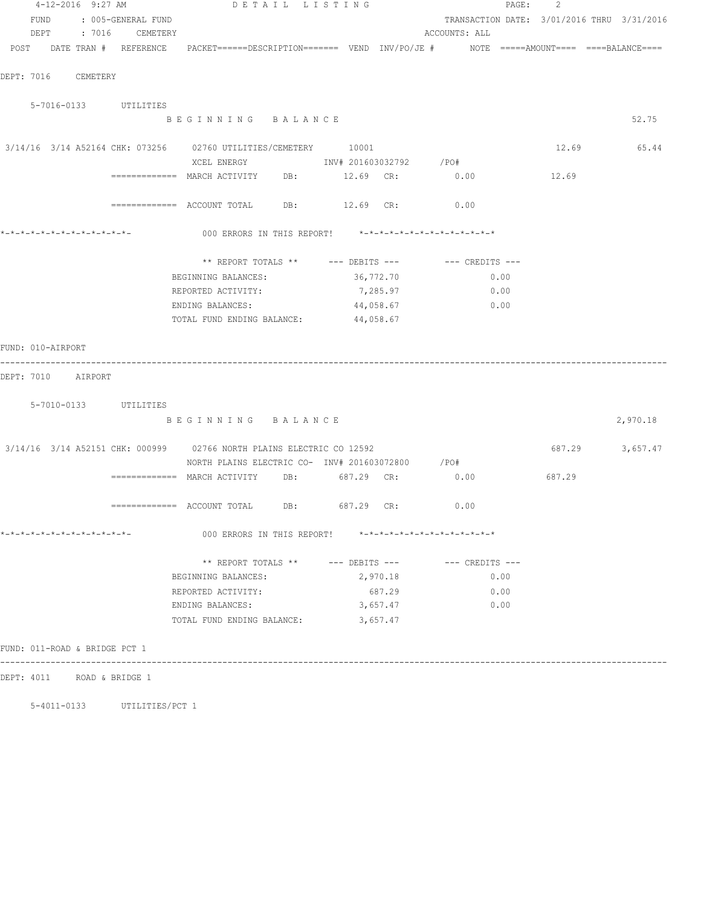4-12-2016 9:27 AM DETAIL LISTING

FUND : 005-GENERAL FUND — TRANSACTION DATE: 3/01/2016 THRU 3/31/2016

DEPT : 7016 CEMETERY — ACCOUNTS: ALL

POST DATE TRAN # REFERENCE PACKET======DESCRIPTION======= VEND INV/PO/JE # NOTE =====AMOUNT==== ====BALANCE====

DEPT: 7016 CEMETERY

5-7016-0133 UTILITIES

B E G I N N I N G   B A L A N C E — 52.75

3/14/16 3/14 A52164 CHK: 073256 02760 UTILITIES/CEMETERY 10001 — 12.69 — 65.44
XCEL ENERGY INV# 201603032792 /PO#

============= MARCH ACTIVITY DB: 12.69 CR: 0.00 — 12.69

============= ACCOUNT TOTAL DB: 12.69 CR: 0.00

*-*-*-*-*-*-*-*-*-*-*-*-*- 000 ERRORS IN THIS REPORT! *-*-*-*-*-*-*-*-*-*-*-*-*-*

| ** REPORT TOTALS ** | --- DEBITS --- | --- CREDITS --- |
|---|---|---|
| BEGINNING BALANCES: | 36,772.70 | 0.00 |
| REPORTED ACTIVITY: | 7,285.97 | 0.00 |
| ENDING BALANCES: | 44,058.67 | 0.00 |
| TOTAL FUND ENDING BALANCE: | 44,058.67 | |

FUND: 010-AIRPORT

DEPT: 7010 AIRPORT

5-7010-0133 UTILITIES

B E G I N N I N G   B A L A N C E — 2,970.18

3/14/16 3/14 A52151 CHK: 000999 02766 NORTH PLAINS ELECTRIC CO 12592 — 687.29 — 3,657.47
NORTH PLAINS ELECTRIC CO- INV# 201603072800 /PO#

============= MARCH ACTIVITY DB: 687.29 CR: 0.00 — 687.29

============= ACCOUNT TOTAL DB: 687.29 CR: 0.00

*-*-*-*-*-*-*-*-*-*-*-*-*- 000 ERRORS IN THIS REPORT! *-*-*-*-*-*-*-*-*-*-*-*-*-*

| ** REPORT TOTALS ** | --- DEBITS --- | --- CREDITS --- |
|---|---|---|
| BEGINNING BALANCES: | 2,970.18 | 0.00 |
| REPORTED ACTIVITY: | 687.29 | 0.00 |
| ENDING BALANCES: | 3,657.47 | 0.00 |
| TOTAL FUND ENDING BALANCE: | 3,657.47 | |

FUND: 011-ROAD & BRIDGE PCT 1

DEPT: 4011 ROAD & BRIDGE 1

5-4011-0133 UTILITIES/PCT 1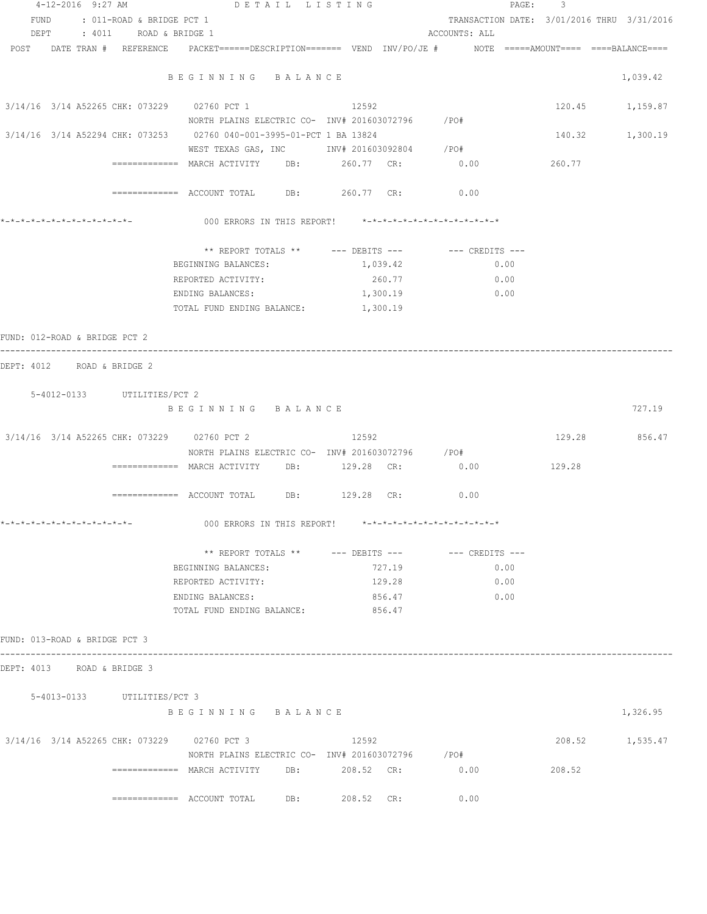4-12-2016 9:27 AM DETAIL LISTING

FUND : 011-ROAD & BRIDGE PCT 1 TRANSACTION DATE: 3/01/2016 THRU 3/31/2016

DEPT : 4011 ROAD & BRIDGE 1 ACCOUNTS: ALL

```
POST   DATE TRAN # REFERENCE   PACKET======DESCRIPTION======= VEND  INV/PO/JE #      NOTE =====AMOUNT==== ====BALANCE====

                    B E G I N N I N G   B A L A N C E                                                           1,039.42

 3/14/16  3/14 A52265 CHK: 073229   02760 PCT 1                12592                                   120.45       1,159.87
                    NORTH PLAINS ELECTRIC CO- INV# 201603072796      /PO#
 3/14/16  3/14 A52294 CHK: 073253   02760 040-001-3995-01-PCT 1 BA 13824                                 140.32       1,300.19
                    WEST TEXAS GAS, INC       INV# 201603092804      /PO#
              ============= MARCH ACTIVITY    DB:        260.77  CR:           0.00              260.77

              ============= ACCOUNT TOTAL     DB:        260.77  CR:           0.00

*-*-*-*-*-*-*-*-*-*-*-*-*-          000 ERRORS IN THIS REPORT!    *-*-*-*-*-*-*-*-*-*-*-*-*-*

                        ** REPORT TOTALS **      --- DEBITS ---        --- CREDITS ---
                        BEGINNING BALANCES:           1,039.42                  0.00
                        REPORTED ACTIVITY:              260.77                  0.00
                        ENDING BALANCES:              1,300.19                  0.00
                        TOTAL FUND ENDING BALANCE:    1,300.19
```

FUND: 012-ROAD & BRIDGE PCT 2

DEPT: 4012 ROAD & BRIDGE 2

```
    5-4012-0133       UTILITIES/PCT 2
                    B E G I N N I N G   B A L A N C E                                                             727.19

 3/14/16  3/14 A52265 CHK: 073229   02760 PCT 2                12592                                   129.28         856.47
                    NORTH PLAINS ELECTRIC CO- INV# 201603072796      /PO#
              ============= MARCH ACTIVITY    DB:        129.28  CR:           0.00              129.28

              ============= ACCOUNT TOTAL     DB:        129.28  CR:           0.00

*-*-*-*-*-*-*-*-*-*-*-*-*-          000 ERRORS IN THIS REPORT!    *-*-*-*-*-*-*-*-*-*-*-*-*-*

                        ** REPORT TOTALS **      --- DEBITS ---        --- CREDITS ---
                        BEGINNING BALANCES:             727.19                  0.00
                        REPORTED ACTIVITY:              129.28                  0.00
                        ENDING BALANCES:                856.47                  0.00
                        TOTAL FUND ENDING BALANCE:      856.47
```

FUND: 013-ROAD & BRIDGE PCT 3

DEPT: 4013 ROAD & BRIDGE 3

```
    5-4013-0133       UTILITIES/PCT 3
                    B E G I N N I N G   B A L A N C E                                                           1,326.95

 3/14/16  3/14 A52265 CHK: 073229   02760 PCT 3                12592                                   208.52       1,535.47
                    NORTH PLAINS ELECTRIC CO- INV# 201603072796      /PO#
              ============= MARCH ACTIVITY    DB:        208.52  CR:           0.00              208.52

              ============= ACCOUNT TOTAL     DB:        208.52  CR:           0.00
```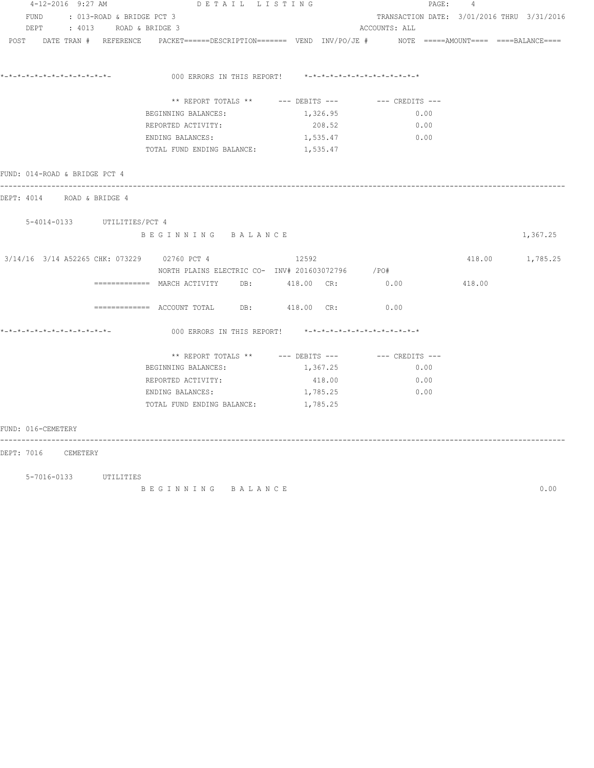4-12-2016 9:27 AM DETAIL LISTING PAGE: 4

FUND : 013-ROAD & BRIDGE PCT 3 TRANSACTION DATE: 3/01/2016 THRU 3/31/2016

DEPT : 4013 ROAD & BRIDGE 3 ACCOUNTS: ALL

POST DATE TRAN # REFERENCE PACKET======DESCRIPTION======= VEND INV/PO/JE # NOTE =====AMOUNT==== ====BALANCE====

*-*-*-*-*-*-*-*-*-*-*-*-*-*- 000 ERRORS IN THIS REPORT! *-*-*-*-*-*-*-*-*-*-*-*-*-*-*

| ** REPORT TOTALS ** | --- DEBITS --- | --- CREDITS --- |
|---|---|---|
| BEGINNING BALANCES: | 1,326.95 | 0.00 |
| REPORTED ACTIVITY: | 208.52 | 0.00 |
| ENDING BALANCES: | 1,535.47 | 0.00 |
| TOTAL FUND ENDING BALANCE: | 1,535.47 | |

FUND: 014-ROAD & BRIDGE PCT 4

DEPT: 4014 ROAD & BRIDGE 4

5-4014-0133 UTILITIES/PCT 4

B E G I N N I N G B A L A N C E 1,367.25

3/14/16 3/14 A52265 CHK: 073229 02760 PCT 4 12592 418.00 1,785.25

NORTH PLAINS ELECTRIC CO- INV# 201603072796 /PO#

============= MARCH ACTIVITY DB: 418.00 CR: 0.00 418.00

============= ACCOUNT TOTAL DB: 418.00 CR: 0.00

*-*-*-*-*-*-*-*-*-*-*-*-*-*- 000 ERRORS IN THIS REPORT! *-*-*-*-*-*-*-*-*-*-*-*-*-*-*

| ** REPORT TOTALS ** | --- DEBITS --- | --- CREDITS --- |
|---|---|---|
| BEGINNING BALANCES: | 1,367.25 | 0.00 |
| REPORTED ACTIVITY: | 418.00 | 0.00 |
| ENDING BALANCES: | 1,785.25 | 0.00 |
| TOTAL FUND ENDING BALANCE: | 1,785.25 | |

FUND: 016-CEMETERY

DEPT: 7016 CEMETERY

5-7016-0133 UTILITIES

B E G I N N I N G B A L A N C E 0.00